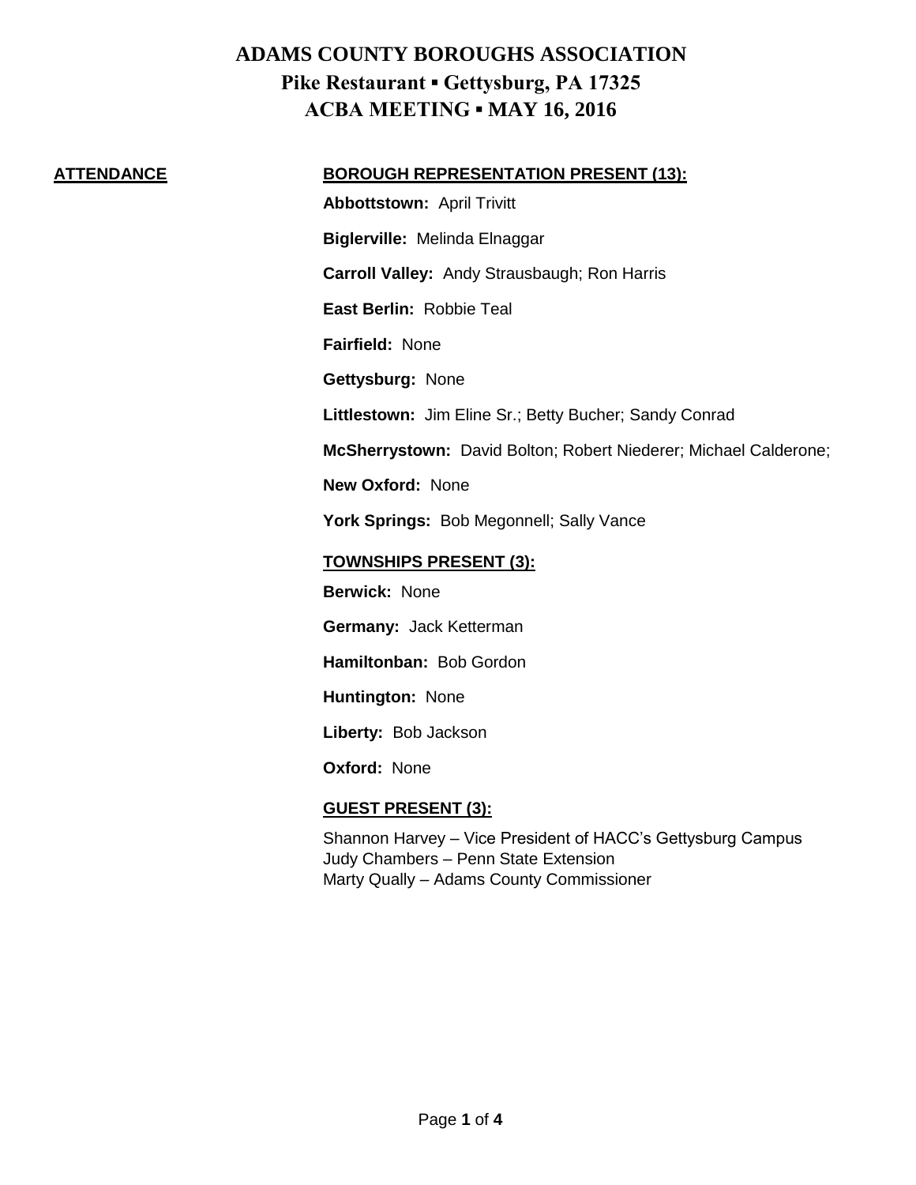# ADAMS COUNTY BOROUGHS ASSOCIATION

## Pike Restaurant ▪ Gettysburg, PA 17325

## ACBA MEETING ▪ MAY 16, 2016

**ATTENDANCE**

**BOROUGH REPRESENTATION PRESENT (13):**

**Abbottstown:** April Trivitt

**Biglerville:** Melinda Elnaggar

**Carroll Valley:** Andy Strausbaugh; Ron Harris

**East Berlin:** Robbie Teal

**Fairfield:** None

**Gettysburg:** None

**Littlestown:** Jim Eline Sr.; Betty Bucher; Sandy Conrad

**McSherrystown:** David Bolton; Robert Niederer; Michael Calderone;

**New Oxford:** None

**York Springs:** Bob Megonnell; Sally Vance

**TOWNSHIPS PRESENT (3):**

**Berwick:** None

**Germany:** Jack Ketterman

**Hamiltonban:** Bob Gordon

**Huntington:** None

**Liberty:** Bob Jackson

**Oxford:** None

**GUEST PRESENT (3):**

Shannon Harvey – Vice President of HACC's Gettysburg Campus
Judy Chambers – Penn State Extension
Marty Qually – Adams County Commissioner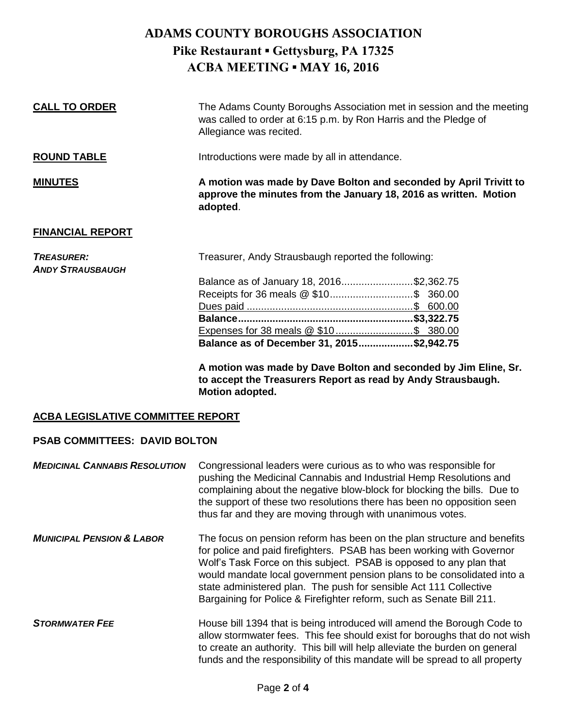# ADAMS COUNTY BOROUGHS ASSOCIATION
## Pike Restaurant ▪ Gettysburg, PA 17325
## ACBA MEETING ▪ MAY 16, 2016

**CALL TO ORDER**

The Adams County Boroughs Association met in session and the meeting was called to order at 6:15 p.m. by Ron Harris and the Pledge of Allegiance was recited.

**ROUND TABLE**

Introductions were made by all in attendance.

**MINUTES**

**A motion was made by Dave Bolton and seconded by April Trivitt to approve the minutes from the January 18, 2016 as written. Motion adopted**.

**FINANCIAL REPORT**

***TREASURER: ANDY STRAUSBAUGH***

Treasurer, Andy Strausbaugh reported the following:

| | |
|---|---|
| Balance as of January 18, 2016 | $2,362.75 |
| Receipts for 36 meals @ $10 | $ 360.00 |
| Dues paid | $ 600.00 |
| **Balance** | **$3,322.75** |
| Expenses for 38 meals @ $10 | $ 380.00 |
| **Balance as of December 31, 2015** | **$2,942.75** |

**A motion was made by Dave Bolton and seconded by Jim Eline, Sr. to accept the Treasurers Report as read by Andy Strausbaugh. Motion adopted.**

**ACBA LEGISLATIVE COMMITTEE REPORT**

**PSAB COMMITTEES: DAVID BOLTON**

***MEDICINAL CANNABIS RESOLUTION***

Congressional leaders were curious as to who was responsible for pushing the Medicinal Cannabis and Industrial Hemp Resolutions and complaining about the negative blow-block for blocking the bills. Due to the support of these two resolutions there has been no opposition seen thus far and they are moving through with unanimous votes.

***MUNICIPAL PENSION & LABOR***

The focus on pension reform has been on the plan structure and benefits for police and paid firefighters. PSAB has been working with Governor Wolf's Task Force on this subject. PSAB is opposed to any plan that would mandate local government pension plans to be consolidated into a state administered plan. The push for sensible Act 111 Collective Bargaining for Police & Firefighter reform, such as Senate Bill 211.

***STORMWATER FEE***

House bill 1394 that is being introduced will amend the Borough Code to allow stormwater fees. This fee should exist for boroughs that do not wish to create an authority. This bill will help alleviate the burden on general funds and the responsibility of this mandate will be spread to all property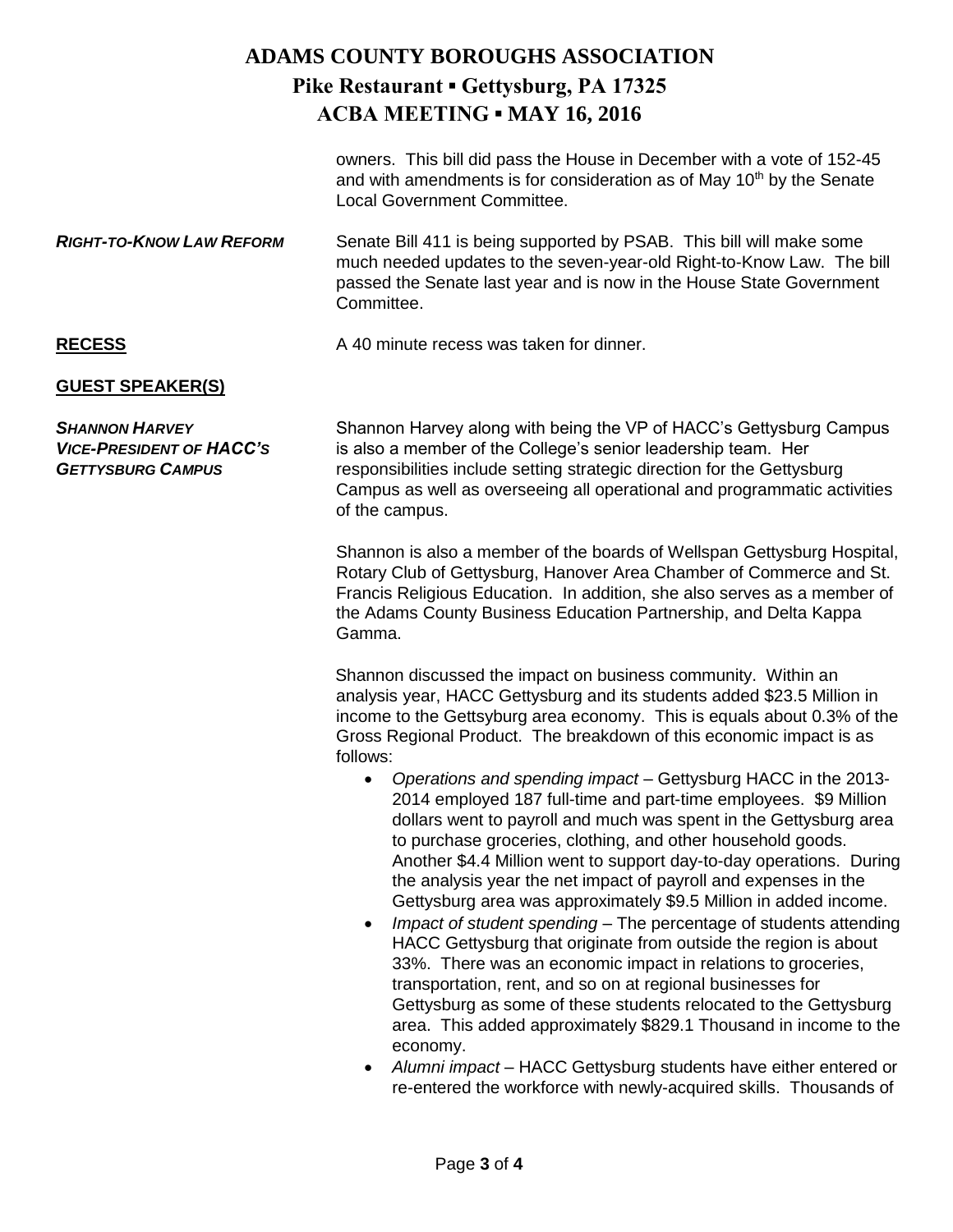owners. This bill did pass the House in December with a vote of 152-45 and with amendments is for consideration as of May 10th by the Senate Local Government Committee.

***RIGHT-TO-KNOW LAW REFORM***

Senate Bill 411 is being supported by PSAB. This bill will make some much needed updates to the seven-year-old Right-to-Know Law. The bill passed the Senate last year and is now in the House State Government Committee.

**RECESS**

A 40 minute recess was taken for dinner.

**GUEST SPEAKER(S)**

***SHANNON HARVEY VICE-PRESIDENT OF HACC'S GETTYSBURG CAMPUS***

Shannon Harvey along with being the VP of HACC's Gettysburg Campus is also a member of the College's senior leadership team. Her responsibilities include setting strategic direction for the Gettysburg Campus as well as overseeing all operational and programmatic activities of the campus.

Shannon is also a member of the boards of Wellspan Gettysburg Hospital, Rotary Club of Gettysburg, Hanover Area Chamber of Commerce and St. Francis Religious Education. In addition, she also serves as a member of the Adams County Business Education Partnership, and Delta Kappa Gamma.

Shannon discussed the impact on business community. Within an analysis year, HACC Gettysburg and its students added $23.5 Million in income to the Gettsyburg area economy. This is equals about 0.3% of the Gross Regional Product. The breakdown of this economic impact is as follows:

- *Operations and spending impact* – Gettysburg HACC in the 2013-2014 employed 187 full-time and part-time employees. $9 Million dollars went to payroll and much was spent in the Gettysburg area to purchase groceries, clothing, and other household goods. Another $4.4 Million went to support day-to-day operations. During the analysis year the net impact of payroll and expenses in the Gettysburg area was approximately $9.5 Million in added income.
- *Impact of student spending* – The percentage of students attending HACC Gettysburg that originate from outside the region is about 33%. There was an economic impact in relations to groceries, transportation, rent, and so on at regional businesses for Gettysburg as some of these students relocated to the Gettysburg area. This added approximately $829.1 Thousand in income to the economy.
- *Alumni impact* – HACC Gettysburg students have either entered or re-entered the workforce with newly-acquired skills. Thousands of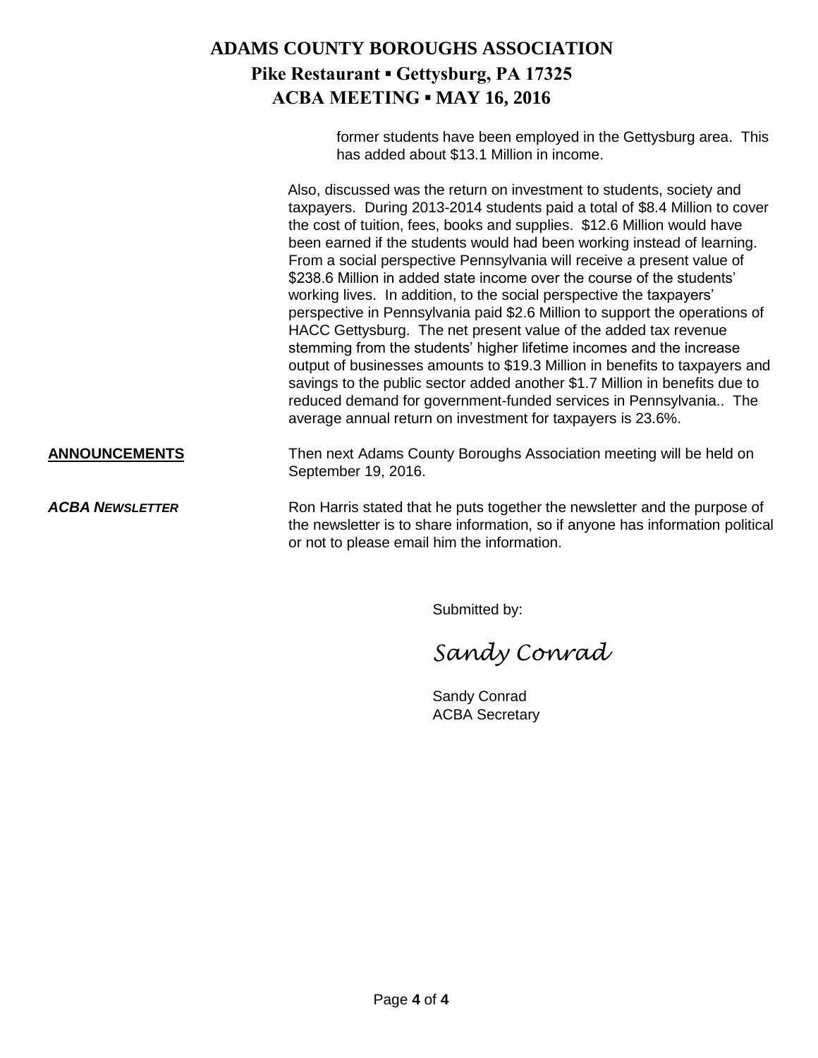# ADAMS COUNTY BOROUGHS ASSOCIATION

## Pike Restaurant ▪ Gettysburg, PA 17325

## ACBA MEETING ▪ MAY 16, 2016

former students have been employed in the Gettysburg area. This has added about $13.1 Million in income.

Also, discussed was the return on investment to students, society and taxpayers. During 2013-2014 students paid a total of $8.4 Million to cover the cost of tuition, fees, books and supplies. $12.6 Million would have been earned if the students would had been working instead of learning. From a social perspective Pennsylvania will receive a present value of $238.6 Million in added state income over the course of the students' working lives. In addition, to the social perspective the taxpayers' perspective in Pennsylvania paid $2.6 Million to support the operations of HACC Gettysburg. The net present value of the added tax revenue stemming from the students' higher lifetime incomes and the increase output of businesses amounts to $19.3 Million in benefits to taxpayers and savings to the public sector added another $1.7 Million in benefits due to reduced demand for government-funded services in Pennsylvania.. The average annual return on investment for taxpayers is 23.6%.

**ANNOUNCEMENTS**

Then next Adams County Boroughs Association meeting will be held on September 19, 2016.

***ACBA NEWSLETTER***

Ron Harris stated that he puts together the newsletter and the purpose of the newsletter is to share information, so if anyone has information political or not to please email him the information.

Submitted by:

*Sandy Conrad*

Sandy Conrad
ACBA Secretary